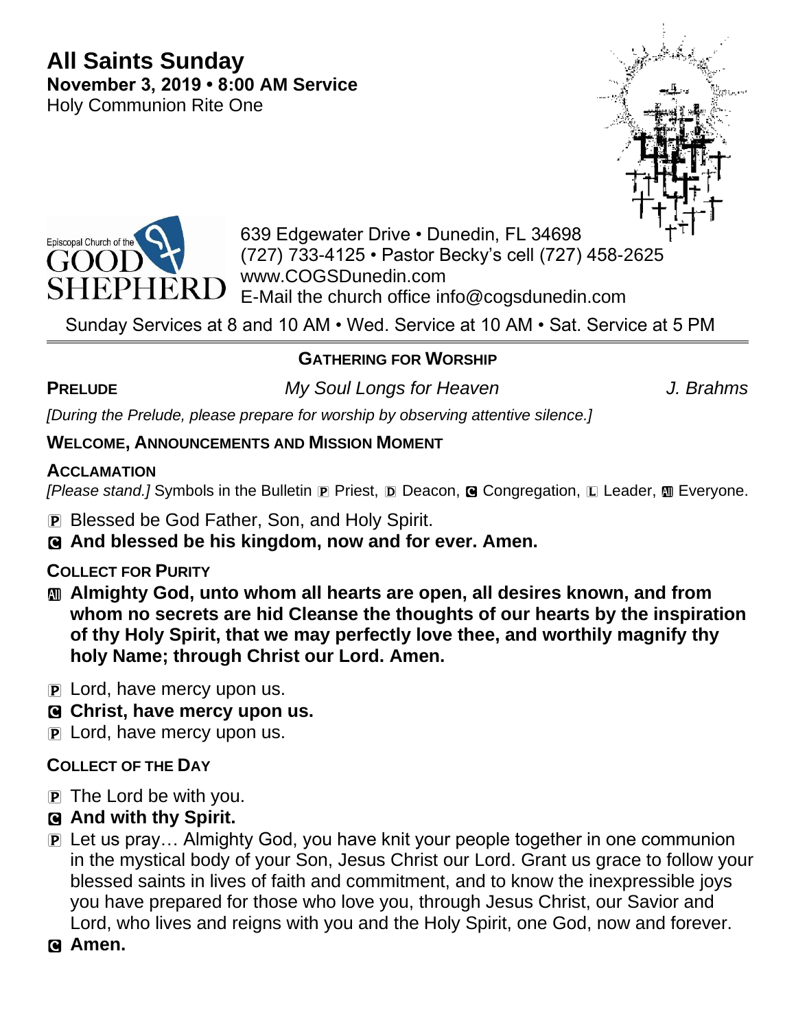# All Saints Sunday

**November 3, 2019 • 8:00 AM Service**

Holy Communion Rite One

Episcopal Church of the GOOD SHEPHERD

639 Edgewater Drive • Dunedin, FL 34698
(727) 733-4125 • Pastor Becky's cell (727) 458-2625
www.COGSDunedin.com
E-Mail the church office info@cogsdunedin.com

Sunday Services at 8 and 10 AM • Wed. Service at 10 AM • Sat. Service at 5 PM

## GATHERING FOR WORSHIP

**PRELUDE** *My Soul Longs for Heaven* *J. Brahms*

*[During the Prelude, please prepare for worship by observing attentive silence.]*

**WELCOME, ANNOUNCEMENTS AND MISSION MOMENT**

**ACCLAMATION**

*[Please stand.]* Symbols in the Bulletin P Priest, D Deacon, C Congregation, L Leader, A Everyone.

P Blessed be God Father, Son, and Holy Spirit.

C **And blessed be his kingdom, now and for ever. Amen.**

**COLLECT FOR PURITY**

A **Almighty God, unto whom all hearts are open, all desires known, and from whom no secrets are hid Cleanse the thoughts of our hearts by the inspiration of thy Holy Spirit, that we may perfectly love thee, and worthily magnify thy holy Name; through Christ our Lord. Amen.**

P Lord, have mercy upon us.

C **Christ, have mercy upon us.**

P Lord, have mercy upon us.

**COLLECT OF THE DAY**

P The Lord be with you.

C **And with thy Spirit.**

P Let us pray… Almighty God, you have knit your people together in one communion in the mystical body of your Son, Jesus Christ our Lord. Grant us grace to follow your blessed saints in lives of faith and commitment, and to know the inexpressible joys you have prepared for those who love you, through Jesus Christ, our Savior and Lord, who lives and reigns with you and the Holy Spirit, one God, now and forever.

C **Amen.**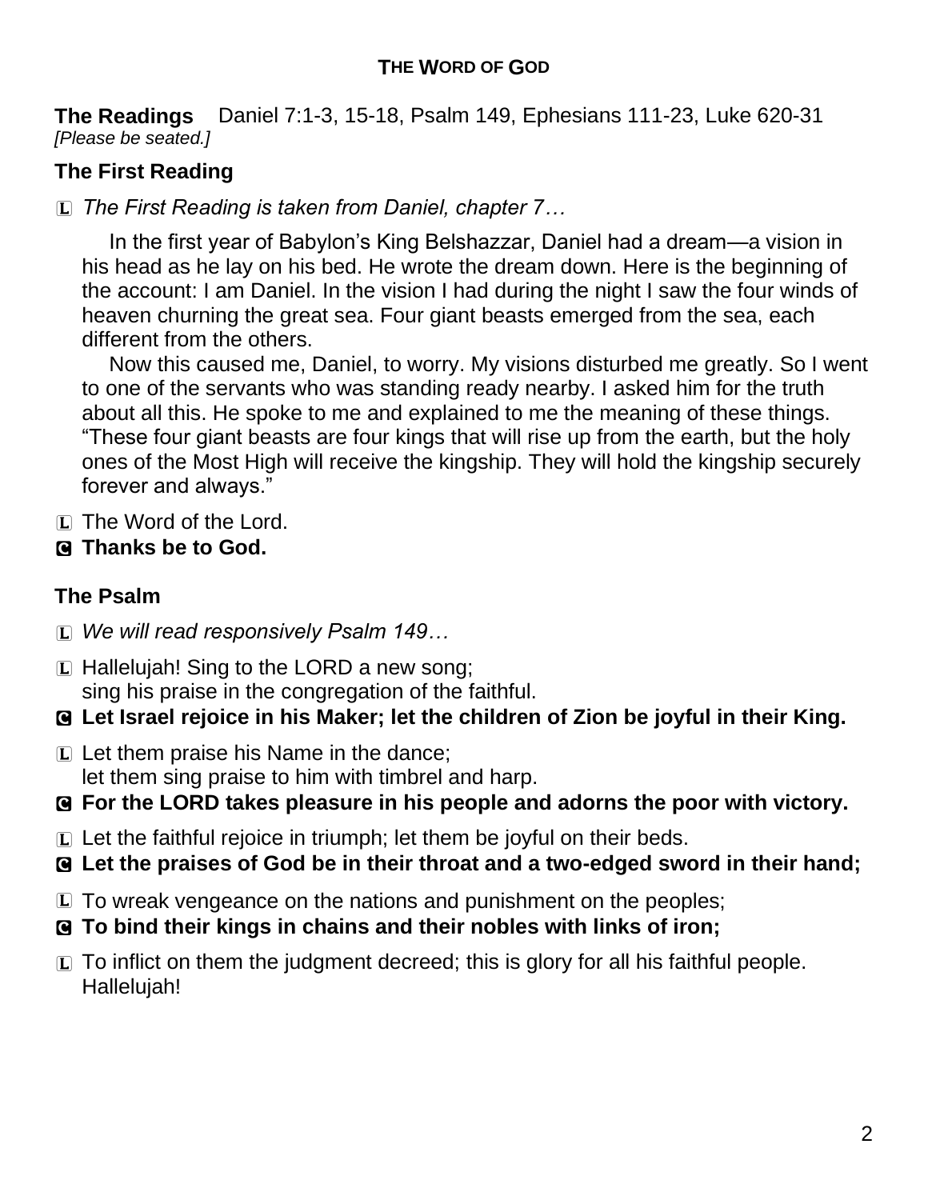## THE WORD OF GOD

**The Readings** Daniel 7:1-3, 15-18, Psalm 149, Ephesians 111-23, Luke 620-31
*[Please be seated.]*

### The First Reading

L *The First Reading is taken from Daniel, chapter 7…*

In the first year of Babylon's King Belshazzar, Daniel had a dream—a vision in his head as he lay on his bed. He wrote the dream down. Here is the beginning of the account: I am Daniel. In the vision I had during the night I saw the four winds of heaven churning the great sea. Four giant beasts emerged from the sea, each different from the others.

Now this caused me, Daniel, to worry. My visions disturbed me greatly. So I went to one of the servants who was standing ready nearby. I asked him for the truth about all this. He spoke to me and explained to me the meaning of these things. "These four giant beasts are four kings that will rise up from the earth, but the holy ones of the Most High will receive the kingship. They will hold the kingship securely forever and always."

L The Word of the Lord.
**C Thanks be to God.**

### The Psalm

L *We will read responsively Psalm 149…*

L Hallelujah! Sing to the LORD a new song;
sing his praise in the congregation of the faithful.
**C Let Israel rejoice in his Maker; let the children of Zion be joyful in their King.**

L Let them praise his Name in the dance;
let them sing praise to him with timbrel and harp.
**C For the LORD takes pleasure in his people and adorns the poor with victory.**

L Let the faithful rejoice in triumph; let them be joyful on their beds.
**C Let the praises of God be in their throat and a two-edged sword in their hand;**

L To wreak vengeance on the nations and punishment on the peoples;
**C To bind their kings in chains and their nobles with links of iron;**

L To inflict on them the judgment decreed; this is glory for all his faithful people. Hallelujah!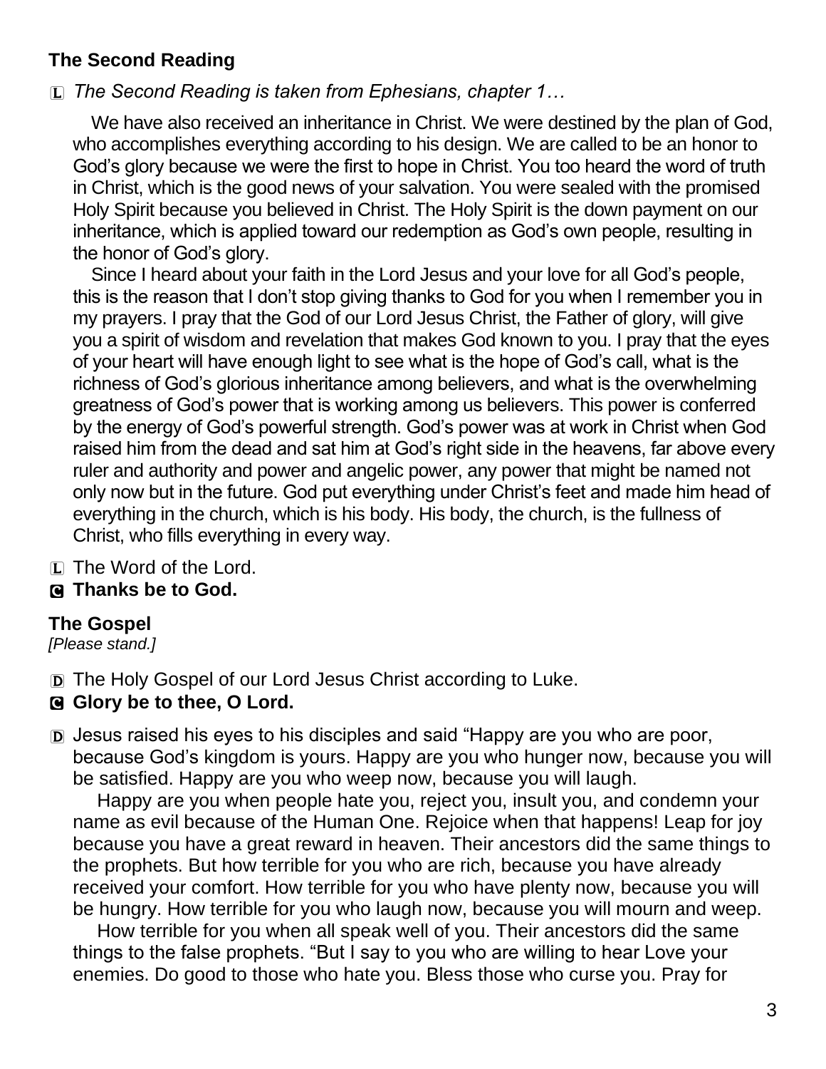**The Second Reading**

L *The Second Reading is taken from Ephesians, chapter 1…*

We have also received an inheritance in Christ. We were destined by the plan of God, who accomplishes everything according to his design. We are called to be an honor to God's glory because we were the first to hope in Christ. You too heard the word of truth in Christ, which is the good news of your salvation. You were sealed with the promised Holy Spirit because you believed in Christ. The Holy Spirit is the down payment on our inheritance, which is applied toward our redemption as God's own people, resulting in the honor of God's glory.

Since I heard about your faith in the Lord Jesus and your love for all God's people, this is the reason that I don't stop giving thanks to God for you when I remember you in my prayers. I pray that the God of our Lord Jesus Christ, the Father of glory, will give you a spirit of wisdom and revelation that makes God known to you. I pray that the eyes of your heart will have enough light to see what is the hope of God's call, what is the richness of God's glorious inheritance among believers, and what is the overwhelming greatness of God's power that is working among us believers. This power is conferred by the energy of God's powerful strength. God's power was at work in Christ when God raised him from the dead and sat him at God's right side in the heavens, far above every ruler and authority and power and angelic power, any power that might be named not only now but in the future. God put everything under Christ's feet and made him head of everything in the church, which is his body. His body, the church, is the fullness of Christ, who fills everything in every way.

L The Word of the Lord.

**C Thanks be to God.**

**The Gospel**

*[Please stand.]*

D The Holy Gospel of our Lord Jesus Christ according to Luke.

**C Glory be to thee, O Lord.**

D Jesus raised his eyes to his disciples and said "Happy are you who are poor, because God's kingdom is yours. Happy are you who hunger now, because you will be satisfied. Happy are you who weep now, because you will laugh.

Happy are you when people hate you, reject you, insult you, and condemn your name as evil because of the Human One. Rejoice when that happens! Leap for joy because you have a great reward in heaven. Their ancestors did the same things to the prophets. But how terrible for you who are rich, because you have already received your comfort. How terrible for you who have plenty now, because you will be hungry. How terrible for you who laugh now, because you will mourn and weep.

How terrible for you when all speak well of you. Their ancestors did the same things to the false prophets. "But I say to you who are willing to hear Love your enemies. Do good to those who hate you. Bless those who curse you. Pray for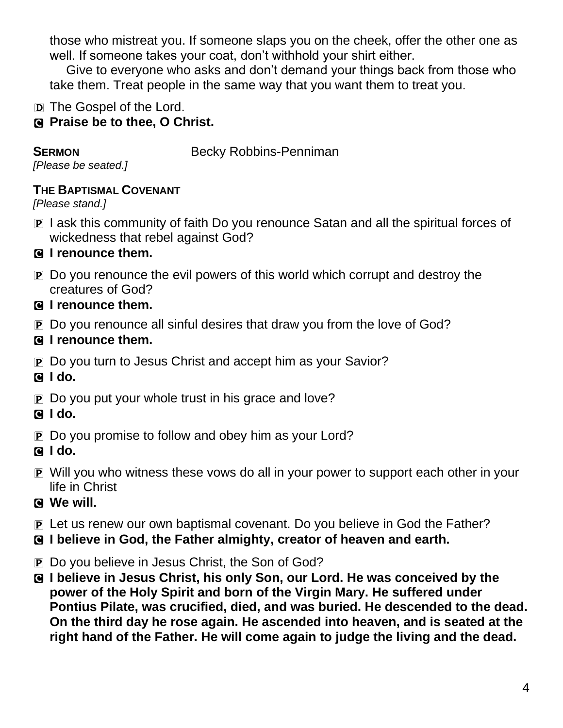those who mistreat you. If someone slaps you on the cheek, offer the other one as well. If someone takes your coat, don't withhold your shirt either.

Give to everyone who asks and don't demand your things back from those who take them. Treat people in the same way that you want them to treat you.

D The Gospel of the Lord.

**C Praise be to thee, O Christ.**

**SERMON** Becky Robbins-Penniman

*[Please be seated.]*

**THE BAPTISMAL COVENANT**

*[Please stand.]*

P I ask this community of faith Do you renounce Satan and all the spiritual forces of wickedness that rebel against God?

**C I renounce them.**

P Do you renounce the evil powers of this world which corrupt and destroy the creatures of God?

**C I renounce them.**

P Do you renounce all sinful desires that draw you from the love of God?

**C I renounce them.**

P Do you turn to Jesus Christ and accept him as your Savior?

**C I do.**

P Do you put your whole trust in his grace and love?

**C I do.**

P Do you promise to follow and obey him as your Lord?

**C I do.**

P Will you who witness these vows do all in your power to support each other in your life in Christ

**C We will.**

P Let us renew our own baptismal covenant. Do you believe in God the Father?

**C I believe in God, the Father almighty, creator of heaven and earth.**

P Do you believe in Jesus Christ, the Son of God?

**C I believe in Jesus Christ, his only Son, our Lord. He was conceived by the power of the Holy Spirit and born of the Virgin Mary. He suffered under Pontius Pilate, was crucified, died, and was buried. He descended to the dead. On the third day he rose again. He ascended into heaven, and is seated at the right hand of the Father. He will come again to judge the living and the dead.**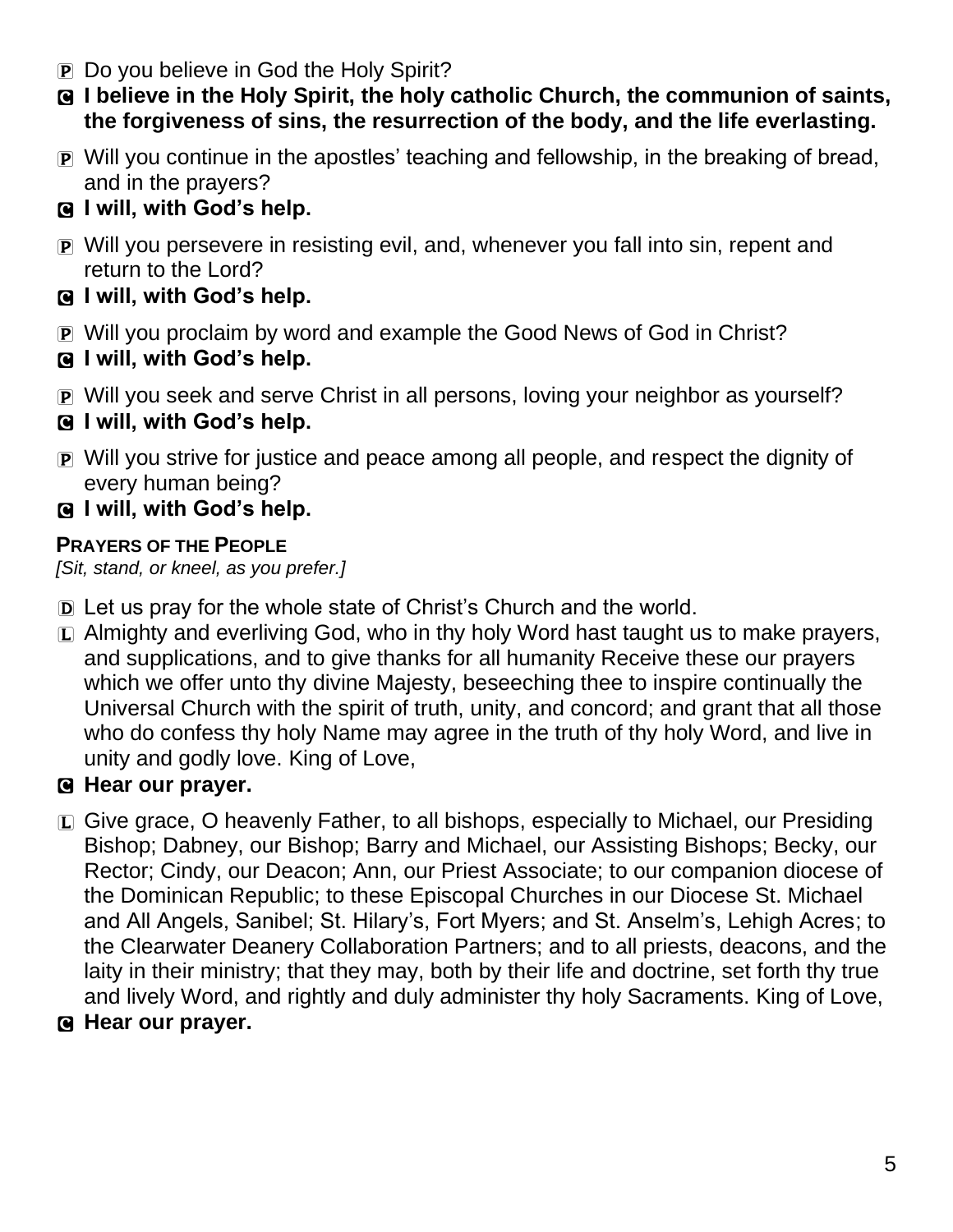P Do you believe in God the Holy Spirit?

C **I believe in the Holy Spirit, the holy catholic Church, the communion of saints, the forgiveness of sins, the resurrection of the body, and the life everlasting.**

P Will you continue in the apostles' teaching and fellowship, in the breaking of bread, and in the prayers?

C **I will, with God's help.**

P Will you persevere in resisting evil, and, whenever you fall into sin, repent and return to the Lord?

C **I will, with God's help.**

P Will you proclaim by word and example the Good News of God in Christ?

C **I will, with God's help.**

P Will you seek and serve Christ in all persons, loving your neighbor as yourself?

C **I will, with God's help.**

P Will you strive for justice and peace among all people, and respect the dignity of every human being?

C **I will, with God's help.**

**PRAYERS OF THE PEOPLE**

*[Sit, stand, or kneel, as you prefer.]*

D Let us pray for the whole state of Christ's Church and the world.

L Almighty and everliving God, who in thy holy Word hast taught us to make prayers, and supplications, and to give thanks for all humanity Receive these our prayers which we offer unto thy divine Majesty, beseeching thee to inspire continually the Universal Church with the spirit of truth, unity, and concord; and grant that all those who do confess thy holy Name may agree in the truth of thy holy Word, and live in unity and godly love. King of Love,

C **Hear our prayer.**

L Give grace, O heavenly Father, to all bishops, especially to Michael, our Presiding Bishop; Dabney, our Bishop; Barry and Michael, our Assisting Bishops; Becky, our Rector; Cindy, our Deacon; Ann, our Priest Associate; to our companion diocese of the Dominican Republic; to these Episcopal Churches in our Diocese St. Michael and All Angels, Sanibel; St. Hilary's, Fort Myers; and St. Anselm's, Lehigh Acres; to the Clearwater Deanery Collaboration Partners; and to all priests, deacons, and the laity in their ministry; that they may, both by their life and doctrine, set forth thy true and lively Word, and rightly and duly administer thy holy Sacraments. King of Love,

C **Hear our prayer.**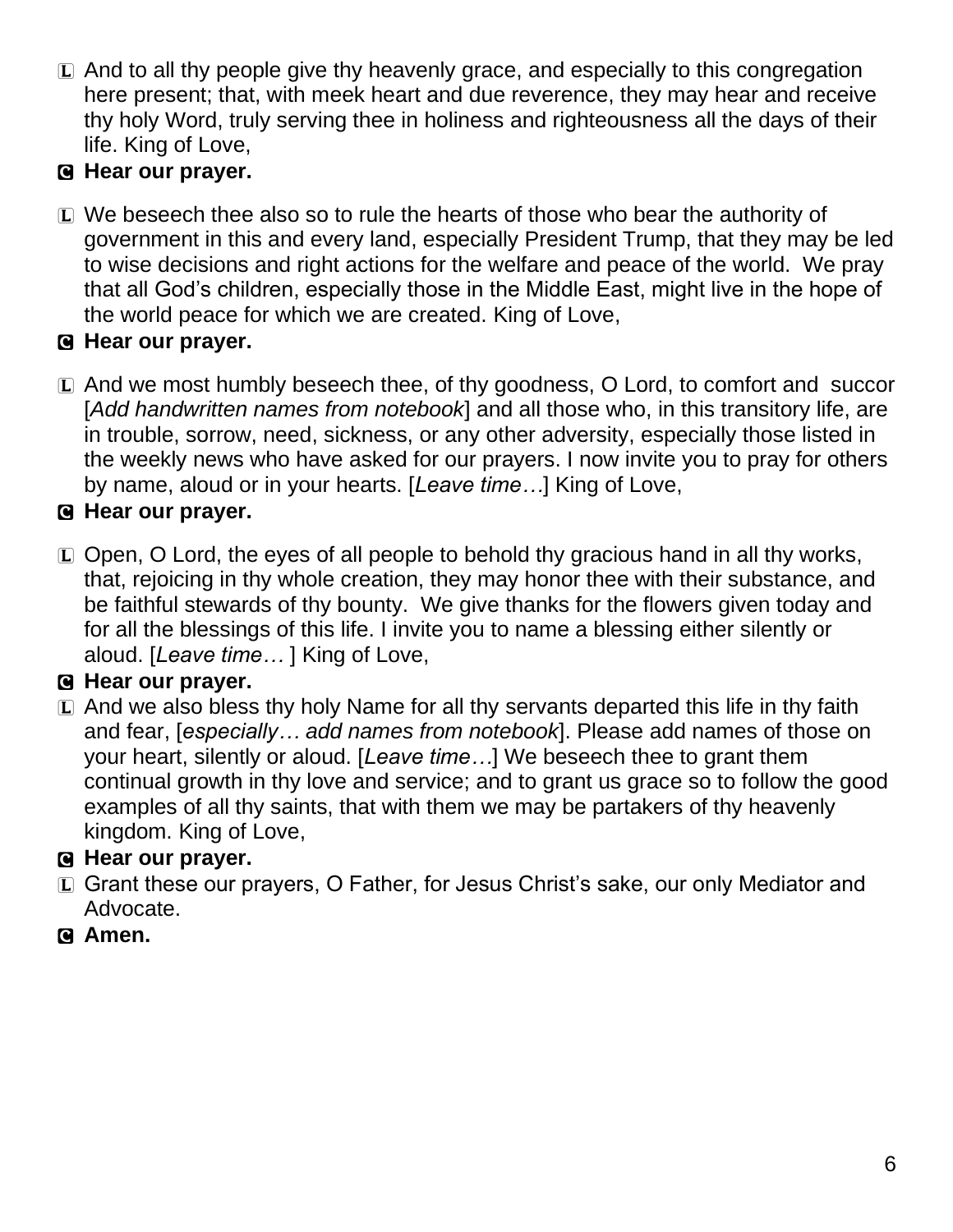L And to all thy people give thy heavenly grace, and especially to this congregation here present; that, with meek heart and due reverence, they may hear and receive thy holy Word, truly serving thee in holiness and righteousness all the days of their life. King of Love,

**C Hear our prayer.**

L We beseech thee also so to rule the hearts of those who bear the authority of government in this and every land, especially President Trump, that they may be led to wise decisions and right actions for the welfare and peace of the world. We pray that all God's children, especially those in the Middle East, might live in the hope of the world peace for which we are created. King of Love,

**C Hear our prayer.**

L And we most humbly beseech thee, of thy goodness, O Lord, to comfort and succor [*Add handwritten names from notebook*] and all those who, in this transitory life, are in trouble, sorrow, need, sickness, or any other adversity, especially those listed in the weekly news who have asked for our prayers. I now invite you to pray for others by name, aloud or in your hearts. [*Leave time…*] King of Love,

**C Hear our prayer.**

L Open, O Lord, the eyes of all people to behold thy gracious hand in all thy works, that, rejoicing in thy whole creation, they may honor thee with their substance, and be faithful stewards of thy bounty. We give thanks for the flowers given today and for all the blessings of this life. I invite you to name a blessing either silently or aloud. [*Leave time…* ] King of Love,

**C Hear our prayer.**

L And we also bless thy holy Name for all thy servants departed this life in thy faith and fear, [*especially… add names from notebook*]. Please add names of those on your heart, silently or aloud. [*Leave time…*] We beseech thee to grant them continual growth in thy love and service; and to grant us grace so to follow the good examples of all thy saints, that with them we may be partakers of thy heavenly kingdom. King of Love,

**C Hear our prayer.**

L Grant these our prayers, O Father, for Jesus Christ's sake, our only Mediator and Advocate.

**C Amen.**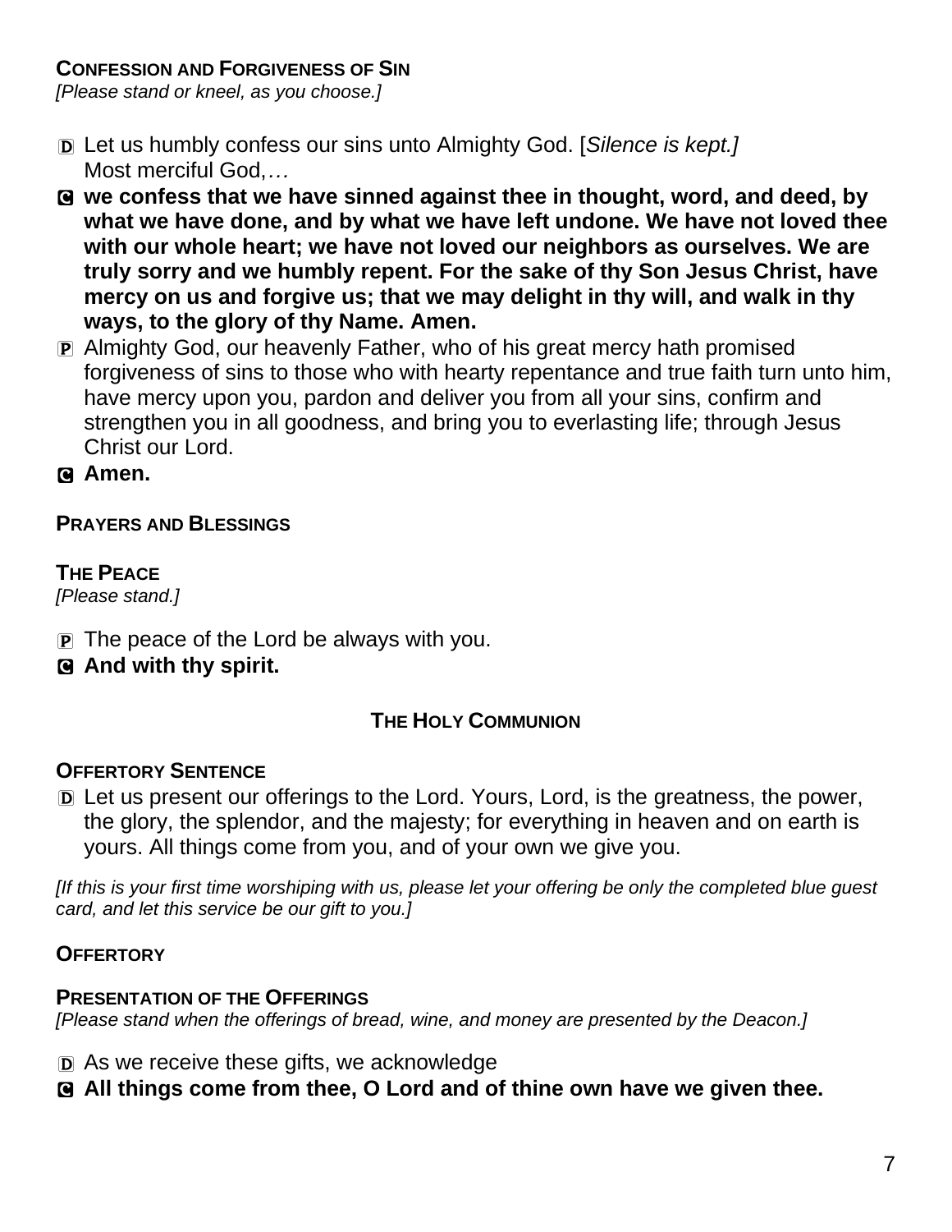**Confession and Forgiveness of Sin**

*[Please stand or kneel, as you choose.]*

D Let us humbly confess our sins unto Almighty God. [*Silence is kept.]*
Most merciful God,*…*

C **we confess that we have sinned against thee in thought, word, and deed, by what we have done, and by what we have left undone. We have not loved thee with our whole heart; we have not loved our neighbors as ourselves. We are truly sorry and we humbly repent. For the sake of thy Son Jesus Christ, have mercy on us and forgive us; that we may delight in thy will, and walk in thy ways, to the glory of thy Name. Amen.**

P Almighty God, our heavenly Father, who of his great mercy hath promised forgiveness of sins to those who with hearty repentance and true faith turn unto him, have mercy upon you, pardon and deliver you from all your sins, confirm and strengthen you in all goodness, and bring you to everlasting life; through Jesus Christ our Lord.

C **Amen.**

**Prayers and Blessings**

**The Peace**

*[Please stand.]*

P The peace of the Lord be always with you.

C **And with thy spirit.**

## The Holy Communion

**Offertory Sentence**

D Let us present our offerings to the Lord. Yours, Lord, is the greatness, the power, the glory, the splendor, and the majesty; for everything in heaven and on earth is yours. All things come from you, and of your own we give you.

*[If this is your first time worshiping with us, please let your offering be only the completed blue guest card, and let this service be our gift to you.]*

**Offertory**

**Presentation of the Offerings**

*[Please stand when the offerings of bread, wine, and money are presented by the Deacon.]*

D As we receive these gifts, we acknowledge

C **All things come from thee, O Lord and of thine own have we given thee.**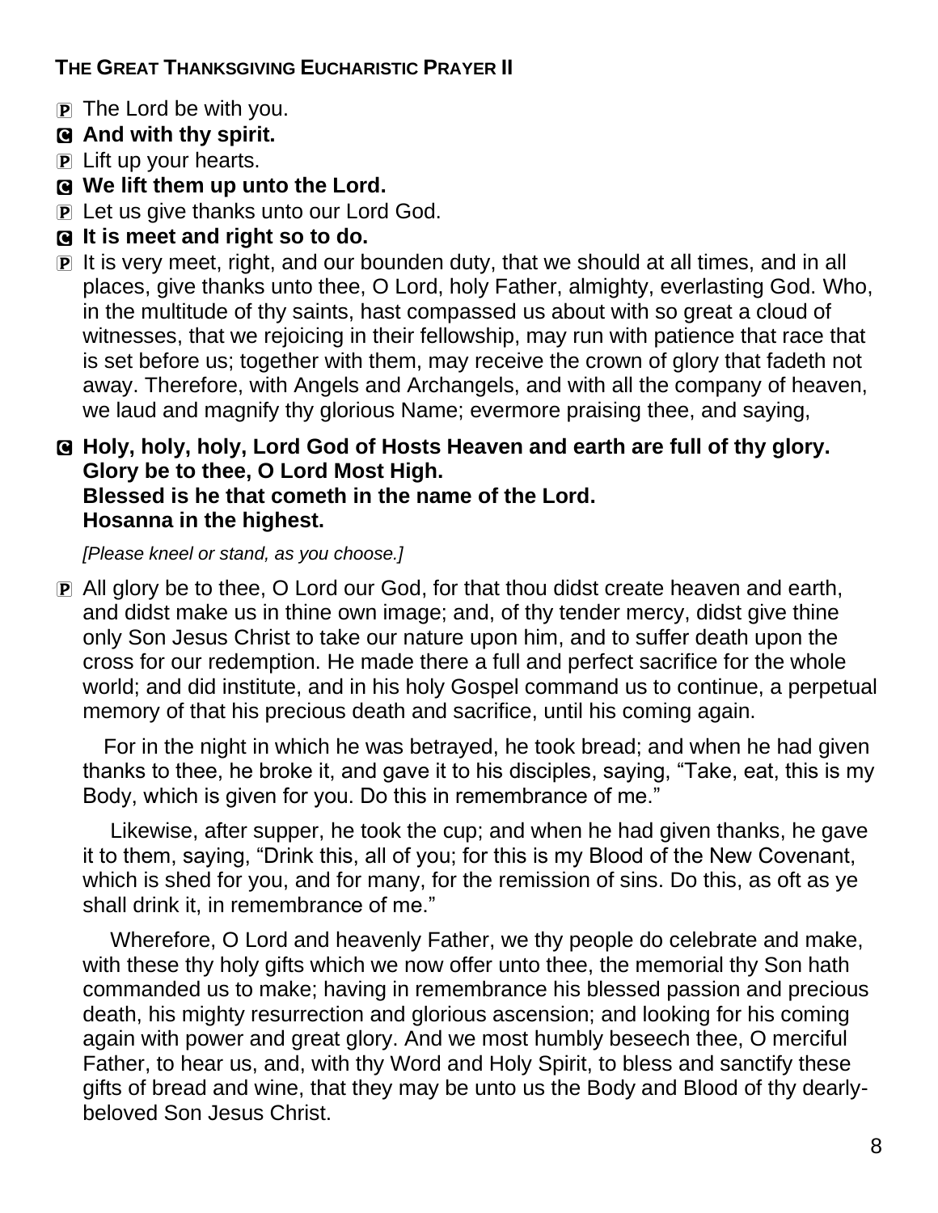**THE GREAT THANKSGIVING EUCHARISTIC PRAYER II**

P The Lord be with you.

**C And with thy spirit.**

P Lift up your hearts.

**C We lift them up unto the Lord.**

P Let us give thanks unto our Lord God.

**C It is meet and right so to do.**

P It is very meet, right, and our bounden duty, that we should at all times, and in all places, give thanks unto thee, O Lord, holy Father, almighty, everlasting God. Who, in the multitude of thy saints, hast compassed us about with so great a cloud of witnesses, that we rejoicing in their fellowship, may run with patience that race that is set before us; together with them, may receive the crown of glory that fadeth not away. Therefore, with Angels and Archangels, and with all the company of heaven, we laud and magnify thy glorious Name; evermore praising thee, and saying,

**C Holy, holy, holy, Lord God of Hosts Heaven and earth are full of thy glory.**
**Glory be to thee, O Lord Most High.**
**Blessed is he that cometh in the name of the Lord.**
**Hosanna in the highest.**

*[Please kneel or stand, as you choose.]*

P All glory be to thee, O Lord our God, for that thou didst create heaven and earth, and didst make us in thine own image; and, of thy tender mercy, didst give thine only Son Jesus Christ to take our nature upon him, and to suffer death upon the cross for our redemption. He made there a full and perfect sacrifice for the whole world; and did institute, and in his holy Gospel command us to continue, a perpetual memory of that his precious death and sacrifice, until his coming again.

For in the night in which he was betrayed, he took bread; and when he had given thanks to thee, he broke it, and gave it to his disciples, saying, "Take, eat, this is my Body, which is given for you. Do this in remembrance of me."

Likewise, after supper, he took the cup; and when he had given thanks, he gave it to them, saying, "Drink this, all of you; for this is my Blood of the New Covenant, which is shed for you, and for many, for the remission of sins. Do this, as oft as ye shall drink it, in remembrance of me."

Wherefore, O Lord and heavenly Father, we thy people do celebrate and make, with these thy holy gifts which we now offer unto thee, the memorial thy Son hath commanded us to make; having in remembrance his blessed passion and precious death, his mighty resurrection and glorious ascension; and looking for his coming again with power and great glory. And we most humbly beseech thee, O merciful Father, to hear us, and, with thy Word and Holy Spirit, to bless and sanctify these gifts of bread and wine, that they may be unto us the Body and Blood of thy dearly-beloved Son Jesus Christ.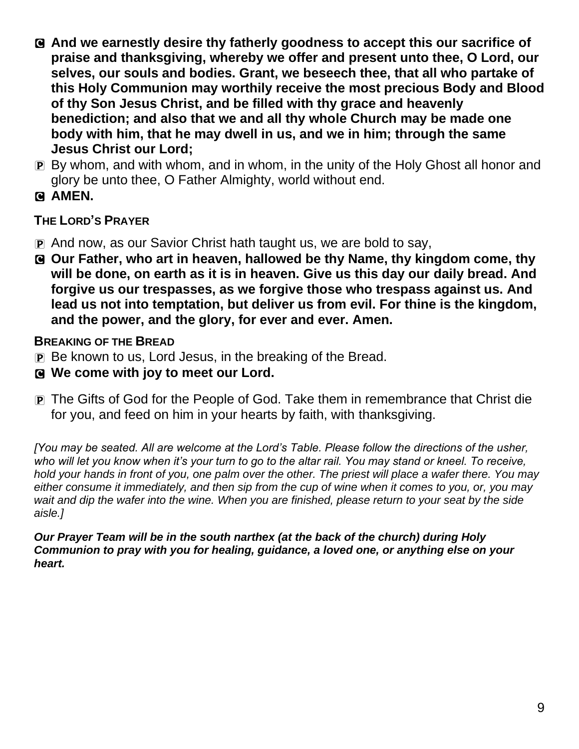**C And we earnestly desire thy fatherly goodness to accept this our sacrifice of praise and thanksgiving, whereby we offer and present unto thee, O Lord, our selves, our souls and bodies. Grant, we beseech thee, that all who partake of this Holy Communion may worthily receive the most precious Body and Blood of thy Son Jesus Christ, and be filled with thy grace and heavenly benediction; and also that we and all thy whole Church may be made one body with him, that he may dwell in us, and we in him; through the same Jesus Christ our Lord;**

P By whom, and with whom, and in whom, in the unity of the Holy Ghost all honor and glory be unto thee, O Father Almighty, world without end.

**C AMEN.**

**THE LORD'S PRAYER**

P And now, as our Savior Christ hath taught us, we are bold to say,

**C Our Father, who art in heaven, hallowed be thy Name, thy kingdom come, thy will be done, on earth as it is in heaven. Give us this day our daily bread. And forgive us our trespasses, as we forgive those who trespass against us. And lead us not into temptation, but deliver us from evil. For thine is the kingdom, and the power, and the glory, for ever and ever. Amen.**

**BREAKING OF THE BREAD**

P Be known to us, Lord Jesus, in the breaking of the Bread.

**C We come with joy to meet our Lord.**

P The Gifts of God for the People of God. Take them in remembrance that Christ die for you, and feed on him in your hearts by faith, with thanksgiving.

*[You may be seated. All are welcome at the Lord's Table. Please follow the directions of the usher, who will let you know when it's your turn to go to the altar rail. You may stand or kneel. To receive, hold your hands in front of you, one palm over the other. The priest will place a wafer there. You may either consume it immediately, and then sip from the cup of wine when it comes to you, or, you may wait and dip the wafer into the wine. When you are finished, please return to your seat by the side aisle.]*

***Our Prayer Team will be in the south narthex (at the back of the church) during Holy Communion to pray with you for healing, guidance, a loved one, or anything else on your heart.***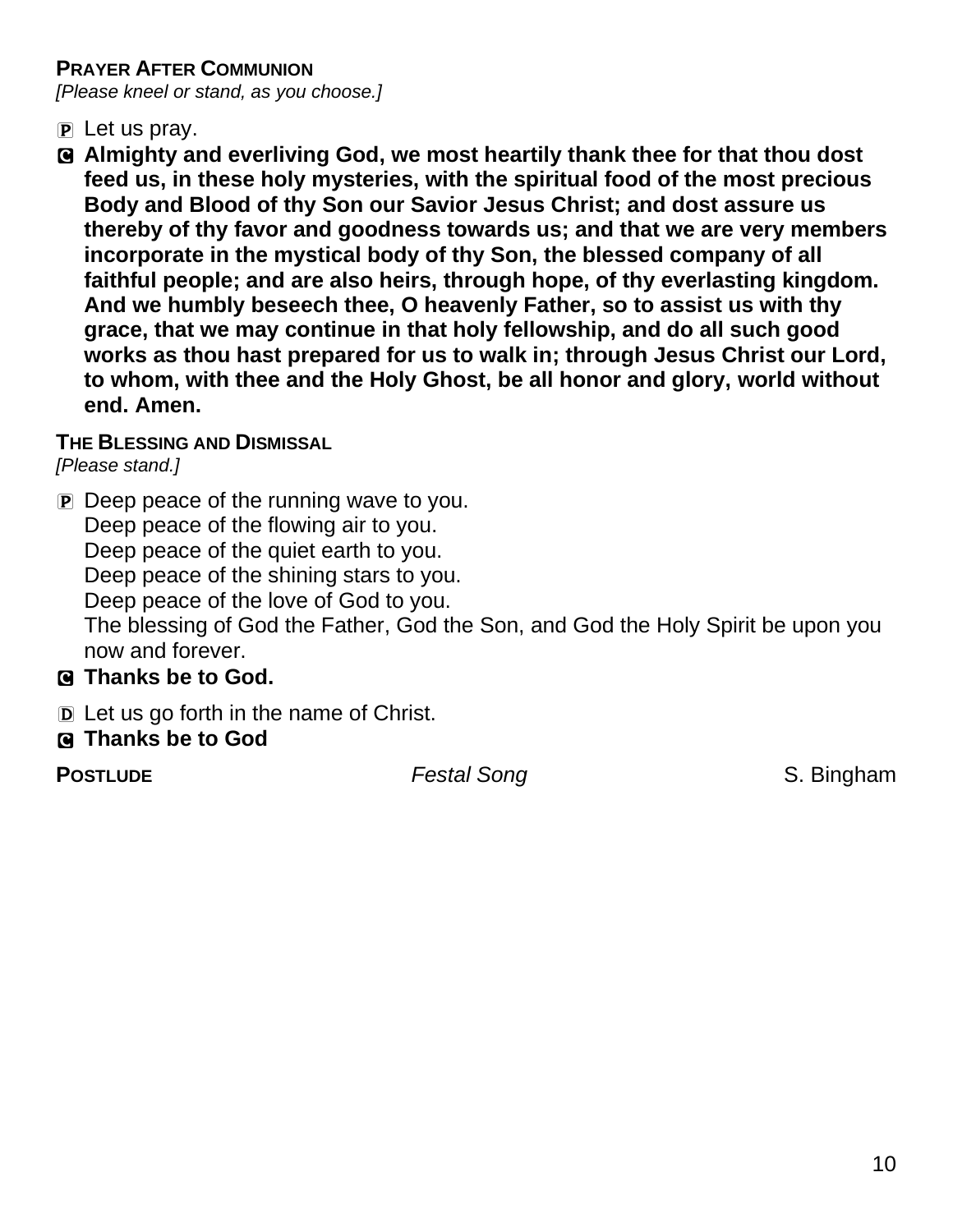**PRAYER AFTER COMMUNION**
*[Please kneel or stand, as you choose.]*

P Let us pray.

C **Almighty and everliving God, we most heartily thank thee for that thou dost feed us, in these holy mysteries, with the spiritual food of the most precious Body and Blood of thy Son our Savior Jesus Christ; and dost assure us thereby of thy favor and goodness towards us; and that we are very members incorporate in the mystical body of thy Son, the blessed company of all faithful people; and are also heirs, through hope, of thy everlasting kingdom. And we humbly beseech thee, O heavenly Father, so to assist us with thy grace, that we may continue in that holy fellowship, and do all such good works as thou hast prepared for us to walk in; through Jesus Christ our Lord, to whom, with thee and the Holy Ghost, be all honor and glory, world without end. Amen.**

**THE BLESSING AND DISMISSAL**
*[Please stand.]*

P Deep peace of the running wave to you.
Deep peace of the flowing air to you.
Deep peace of the quiet earth to you.
Deep peace of the shining stars to you.
Deep peace of the love of God to you.
The blessing of God the Father, God the Son, and God the Holy Spirit be upon you now and forever.

C **Thanks be to God.**

D Let us go forth in the name of Christ.

C **Thanks be to God**

**POSTLUDE** *Festal Song* S. Bingham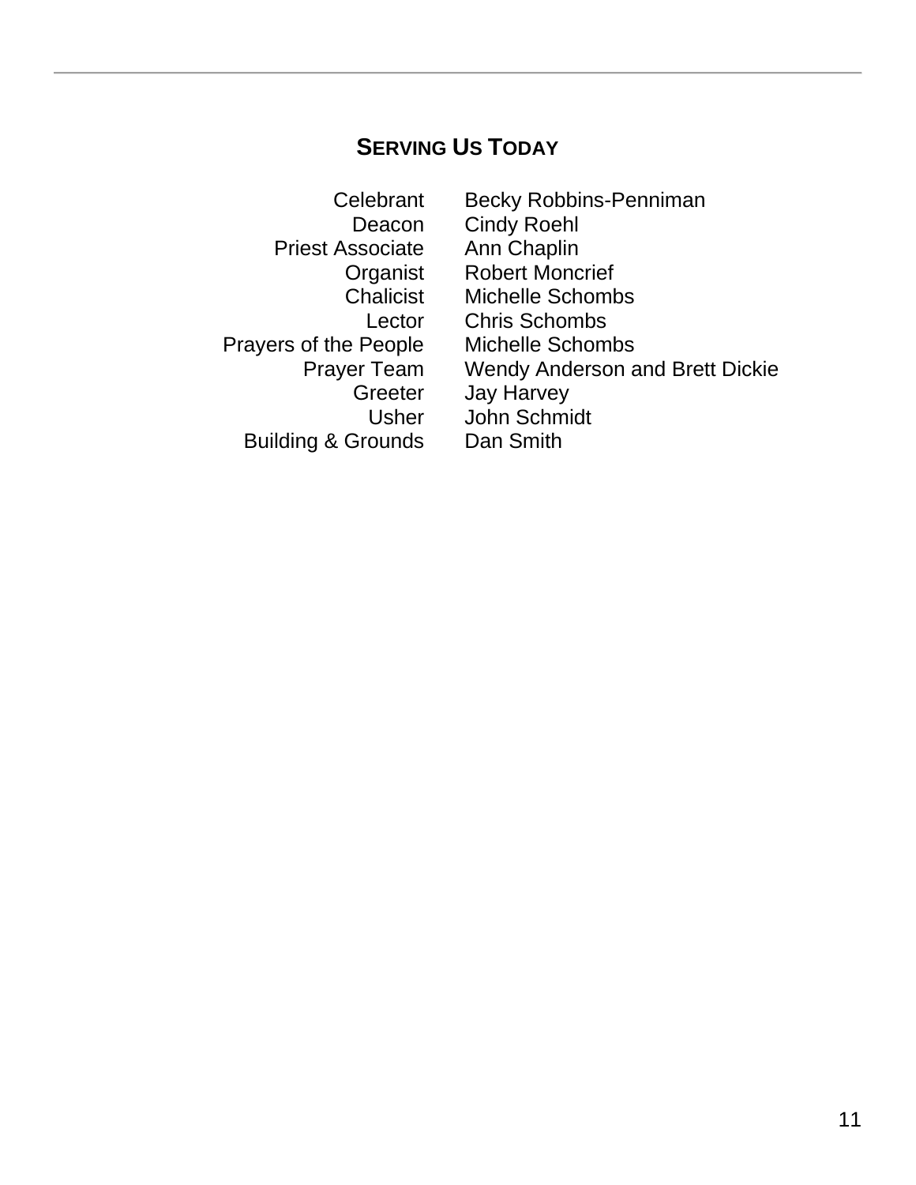## SERVING US TODAY

| | |
|---|---|
| Celebrant | Becky Robbins-Penniman |
| Deacon | Cindy Roehl |
| Priest Associate | Ann Chaplin |
| Organist | Robert Moncrief |
| Chalicist | Michelle Schombs |
| Lector | Chris Schombs |
| Prayers of the People | Michelle Schombs |
| Prayer Team | Wendy Anderson and Brett Dickie |
| Greeter | Jay Harvey |
| Usher | John Schmidt |
| Building & Grounds | Dan Smith |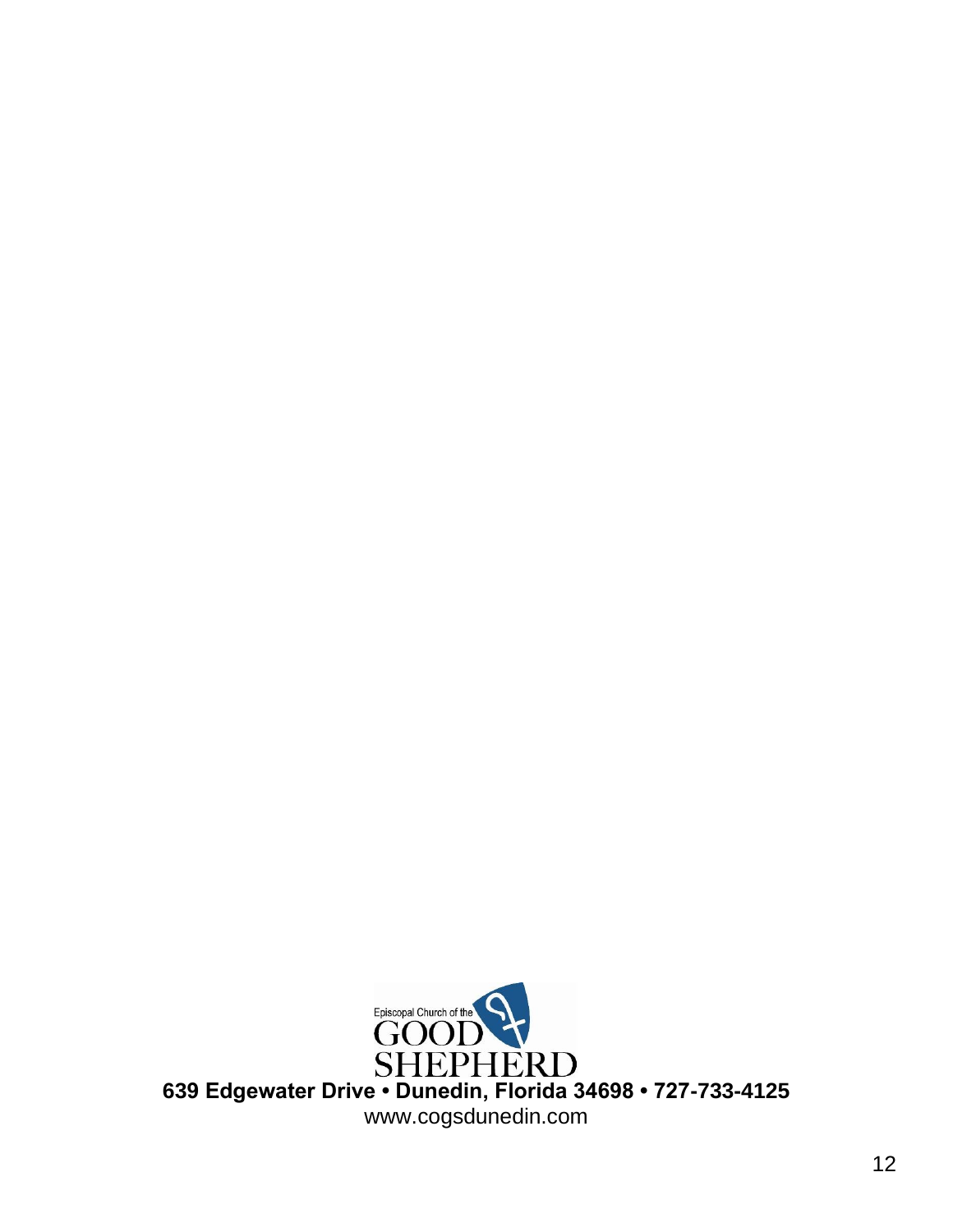Episcopal Church of the

GOOD SHEPHERD

**639 Edgewater Drive • Dunedin, Florida 34698 • 727-733-4125**

www.cogsdunedin.com